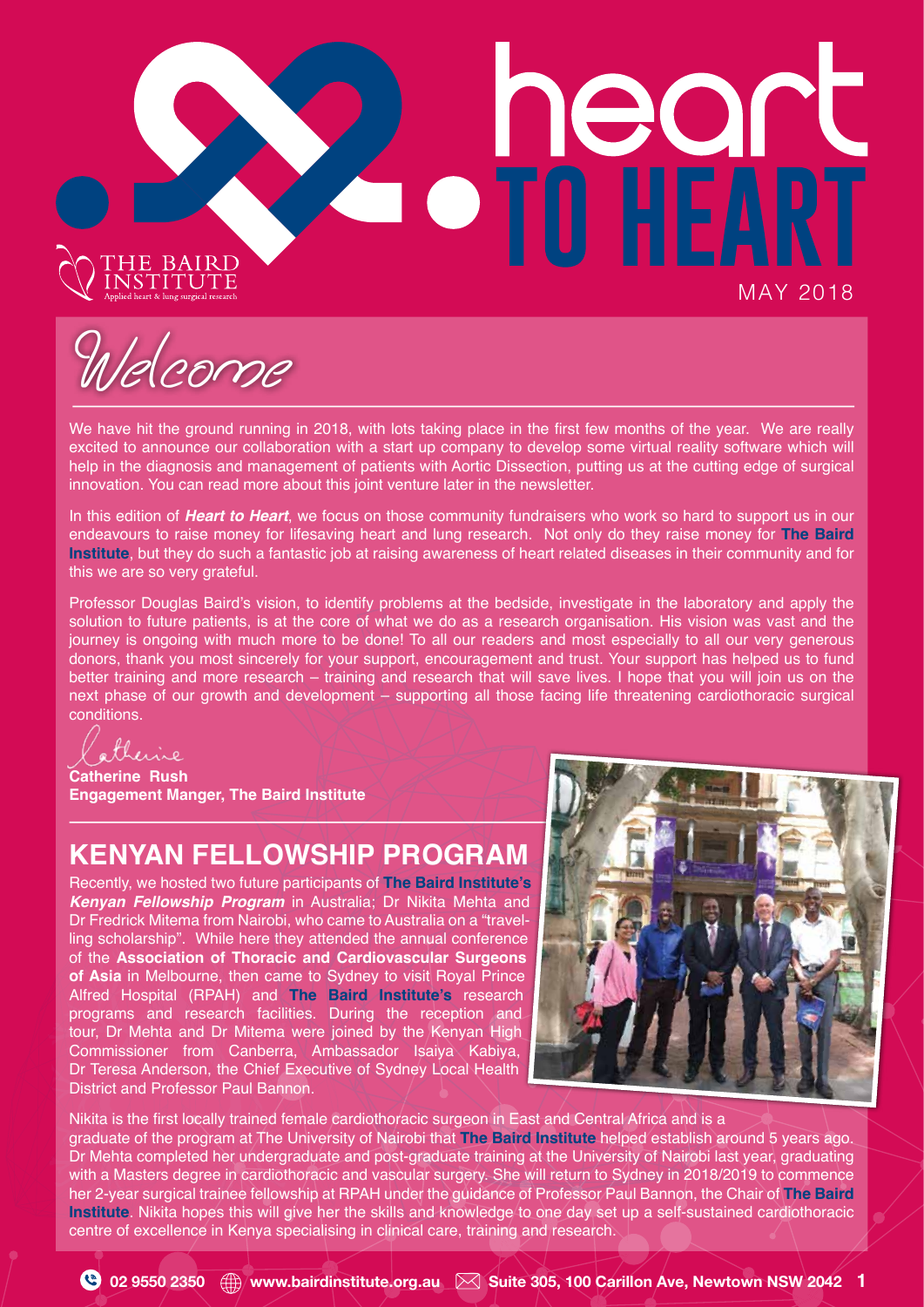# heart TO HEART

THE BAIRD INSTITUTE
Applied heart & lung surgical research

MAY 2018

## Welcome

We have hit the ground running in 2018, with lots taking place in the first few months of the year. We are really excited to announce our collaboration with a start up company to develop some virtual reality software which will help in the diagnosis and management of patients with Aortic Dissection, putting us at the cutting edge of surgical innovation. You can read more about this joint venture later in the newsletter.

In this edition of ***Heart to Heart***, we focus on those community fundraisers who work so hard to support us in our endeavours to raise money for lifesaving heart and lung research. Not only do they raise money for **The Baird Institute**, but they do such a fantastic job at raising awareness of heart related diseases in their community and for this we are so very grateful.

Professor Douglas Baird's vision, to identify problems at the bedside, investigate in the laboratory and apply the solution to future patients, is at the core of what we do as a research organisation. His vision was vast and the journey is ongoing with much more to be done! To all our readers and most especially to all our very generous donors, thank you most sincerely for your support, encouragement and trust. Your support has helped us to fund better training and more research – training and research that will save lives. I hope that you will join us on the next phase of our growth and development – supporting all those facing life threatening cardiothoracic surgical conditions.

Catherine

**Catherine Rush**
**Engagement Manger, The Baird Institute**

## KENYAN FELLOWSHIP PROGRAM

Recently, we hosted two future participants of **The Baird Institute's *Kenyan Fellowship Program*** in Australia; Dr Nikita Mehta and Dr Fredrick Mitema from Nairobi, who came to Australia on a "travelling scholarship". While here they attended the annual conference of the **Association of Thoracic and Cardiovascular Surgeons of Asia** in Melbourne, then came to Sydney to visit Royal Prince Alfred Hospital (RPAH) and **The Baird Institute's** research programs and research facilities. During the reception and tour, Dr Mehta and Dr Mitema were joined by the Kenyan High Commissioner from Canberra, Ambassador Isaiya Kabiya, Dr Teresa Anderson, the Chief Executive of Sydney Local Health District and Professor Paul Bannon.

Nikita is the first locally trained female cardiothoracic surgeon in East and Central Africa and is a graduate of the program at The University of Nairobi that **The Baird Institute** helped establish around 5 years ago. Dr Mehta completed her undergraduate and post-graduate training at the University of Nairobi last year, graduating with a Masters degree in cardiothoracic and vascular surgery. She will return to Sydney in 2018/2019 to commence her 2-year surgical trainee fellowship at RPAH under the guidance of Professor Paul Bannon, the Chair of **The Baird Institute**. Nikita hopes this will give her the skills and knowledge to one day set up a self-sustained cardiothoracic centre of excellence in Kenya specialising in clinical care, training and research.

02 9550 2350 www.bairdinstitute.org.au Suite 305, 100 Carillon Ave, Newtown NSW 2042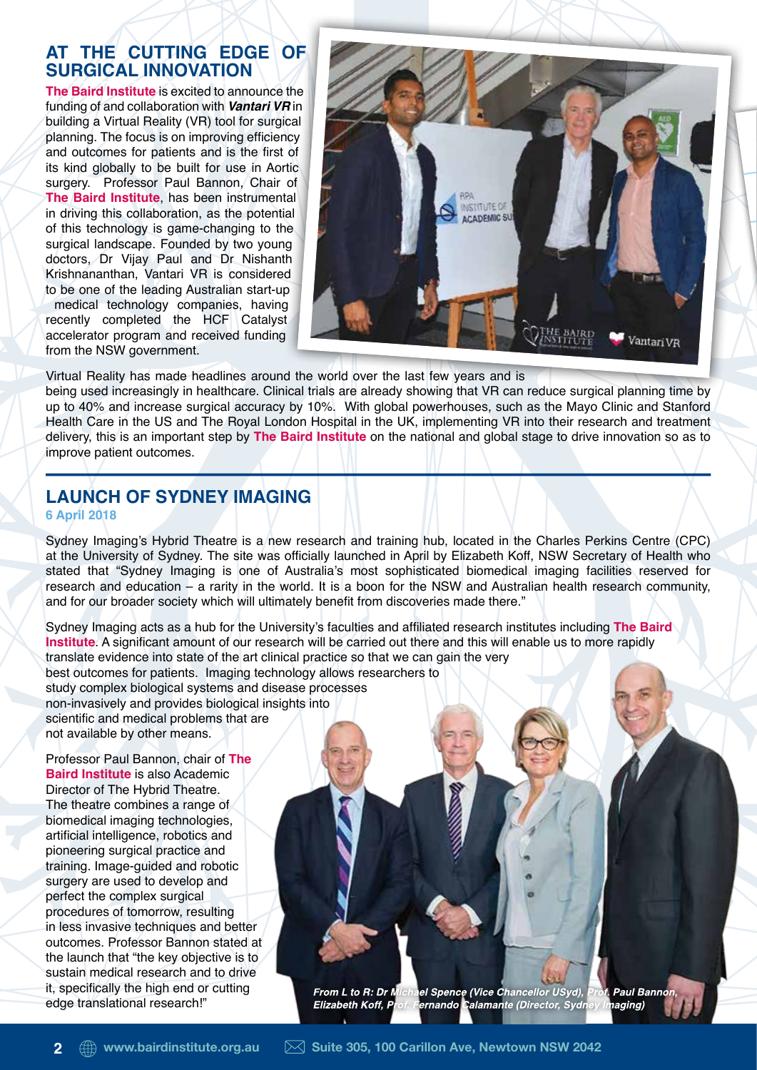## AT THE CUTTING EDGE OF SURGICAL INNOVATION

**The Baird Institute** is excited to announce the funding of and collaboration with ***Vantari VR*** in building a Virtual Reality (VR) tool for surgical planning. The focus is on improving efficiency and outcomes for patients and is the first of its kind globally to be built for use in Aortic surgery. Professor Paul Bannon, Chair of **The Baird Institute**, has been instrumental in driving this collaboration, as the potential of this technology is game-changing to the surgical landscape. Founded by two young doctors, Dr Vijay Paul and Dr Nishanth Krishnananthan, Vantari VR is considered to be one of the leading Australian start-up medical technology companies, having recently completed the HCF Catalyst accelerator program and received funding from the NSW government.

Virtual Reality has made headlines around the world over the last few years and is being used increasingly in healthcare. Clinical trials are already showing that VR can reduce surgical planning time by up to 40% and increase surgical accuracy by 10%. With global powerhouses, such as the Mayo Clinic and Stanford Health Care in the US and The Royal London Hospital in the UK, implementing VR into their research and treatment delivery, this is an important step by **The Baird Institute** on the national and global stage to drive innovation so as to improve patient outcomes.

## LAUNCH OF SYDNEY IMAGING

**6 April 2018**

Sydney Imaging's Hybrid Theatre is a new research and training hub, located in the Charles Perkins Centre (CPC) at the University of Sydney. The site was officially launched in April by Elizabeth Koff, NSW Secretary of Health who stated that "Sydney Imaging is one of Australia's most sophisticated biomedical imaging facilities reserved for research and education – a rarity in the world. It is a boon for the NSW and Australian health research community, and for our broader society which will ultimately benefit from discoveries made there."

Sydney Imaging acts as a hub for the University's faculties and affiliated research institutes including **The Baird Institute**. A significant amount of our research will be carried out there and this will enable us to more rapidly translate evidence into state of the art clinical practice so that we can gain the very best outcomes for patients. Imaging technology allows researchers to study complex biological systems and disease processes non-invasively and provides biological insights into scientific and medical problems that are not available by other means.

Professor Paul Bannon, chair of **The Baird Institute** is also Academic Director of The Hybrid Theatre. The theatre combines a range of biomedical imaging technologies, artificial intelligence, robotics and pioneering surgical practice and training. Image-guided and robotic surgery are used to develop and perfect the complex surgical procedures of tomorrow, resulting in less invasive techniques and better outcomes. Professor Bannon stated at the launch that "the key objective is to sustain medical research and to drive it, specifically the high end or cutting edge translational research!"

*From L to R: Dr Michael Spence (Vice Chancellor USyd), Prof. Paul Bannon, Elizabeth Koff, Prof. Fernando Calamante (Director, Sydney Imaging)*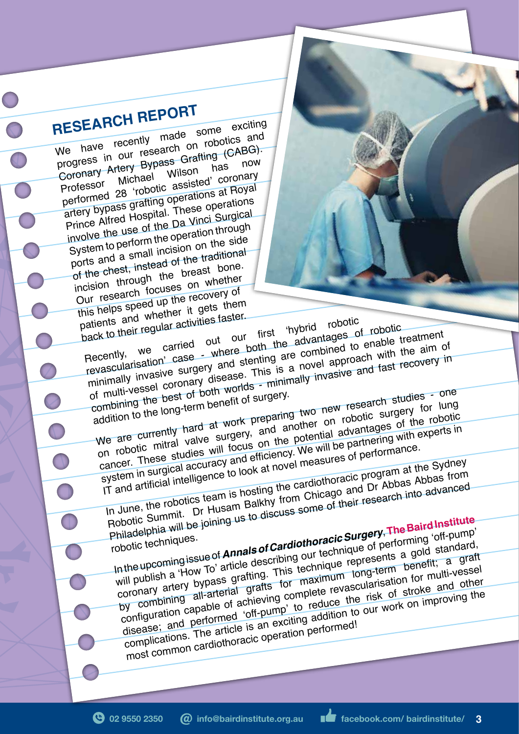# RESEARCH REPORT

We have recently made some exciting progress in our research on robotics and Coronary Artery Bypass Grafting (CABG). Professor Michael Wilson has now performed 28 'robotic assisted' coronary artery bypass grafting operations at Royal Prince Alfred Hospital. These operations involve the use of the Da Vinci Surgical System to perform the operation through ports and a small incision on the side of the chest, instead of the traditional incision through the breast bone. Our research focuses on whether this helps speed up the recovery of patients and whether it gets them back to their regular activities faster.

Recently, we carried out our first 'hybrid robotic revascularisation' case - where both the advantages of robotic minimally invasive surgery and stenting are combined to enable treatment of multi-vessel coronary disease. This is a novel approach with the aim of combining the best of both worlds - minimally invasive and fast recovery in addition to the long-term benefit of surgery.

We are currently hard at work preparing two new research studies - one on robotic mitral valve surgery, and another on robotic surgery for lung cancer. These studies will focus on the potential advantages of the robotic system in surgical accuracy and efficiency. We will be partnering with experts in IT and artificial intelligence to look at novel measures of performance.

In June, the robotics team is hosting the cardiothoracic program at the Sydney Robotic Summit. Dr Husam Balkhy from Chicago and Dr Abbas Abbas from Philadelphia will be joining us to discuss some of their research into advanced robotic techniques.

In the upcoming issue of ***Annals of Cardiothoracic Surgery***, **The Baird Institute** will publish a 'How To' article describing our technique of performing 'off-pump' coronary artery bypass grafting. This technique represents a gold standard, by combining all-arterial grafts for maximum long-term benefit; a graft configuration capable of achieving complete revascularisation for multi-vessel disease; and performed 'off-pump' to reduce the risk of stroke and other complications. The article is an exciting addition to our work on improving the most common cardiothoracic operation performed!

02 9550 2350 info@bairdinstitute.org.au facebook.com/ bairdinstitute/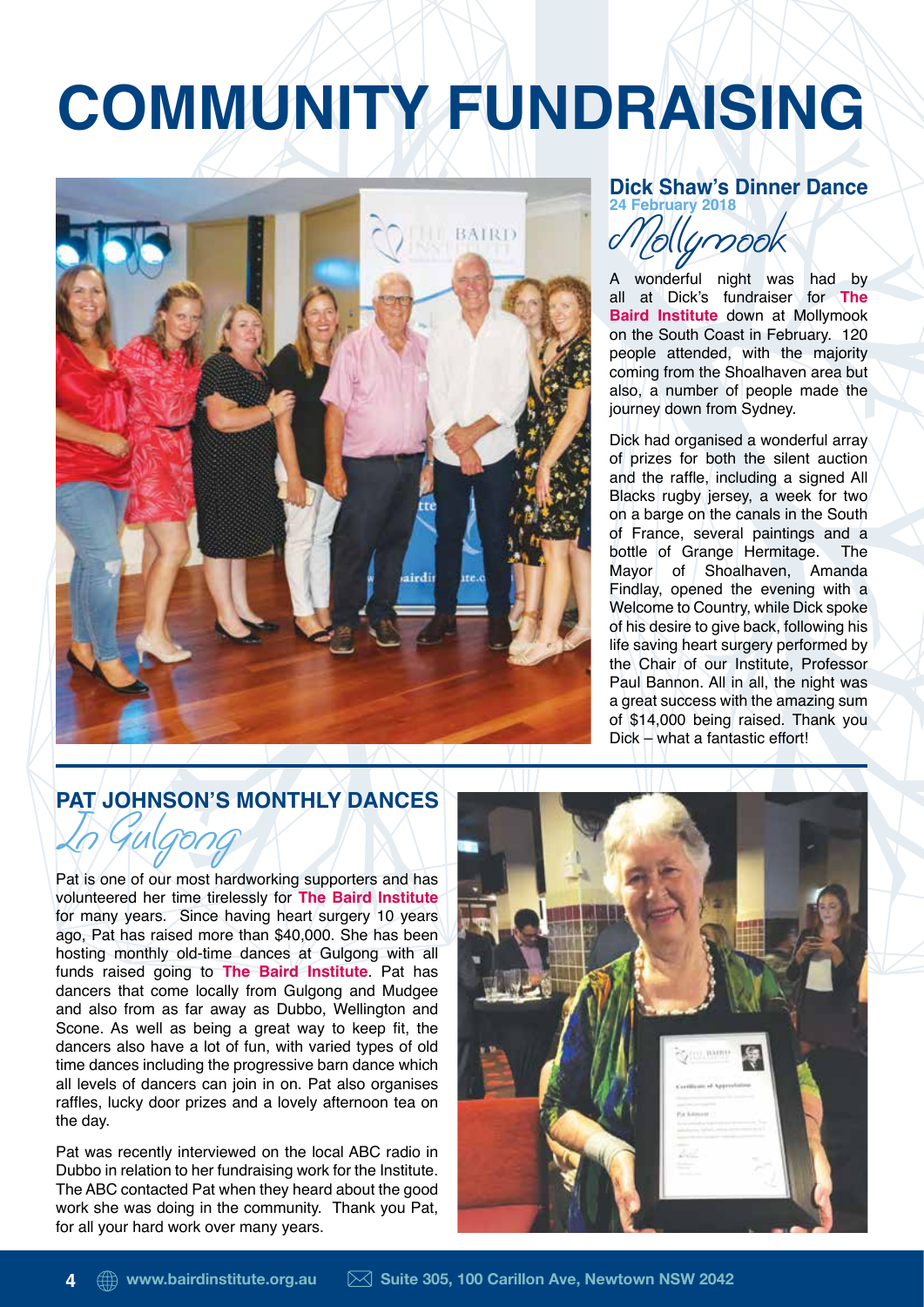# COMMUNITY FUNDRAISING

## Dick Shaw's Dinner Dance

**24 February 2018**

*Mollymook*

A wonderful night was had by all at Dick's fundraiser for **The Baird Institute** down at Mollymook on the South Coast in February. 120 people attended, with the majority coming from the Shoalhaven area but also, a number of people made the journey down from Sydney.

Dick had organised a wonderful array of prizes for both the silent auction and the raffle, including a signed All Blacks rugby jersey, a week for two on a barge on the canals in the South of France, several paintings and a bottle of Grange Hermitage. The Mayor of Shoalhaven, Amanda Findlay, opened the evening with a Welcome to Country, while Dick spoke of his desire to give back, following his life saving heart surgery performed by the Chair of our Institute, Professor Paul Bannon. All in all, the night was a great success with the amazing sum of $14,000 being raised. Thank you Dick – what a fantastic effort!

## PAT JOHNSON'S MONTHLY DANCES

*In Gulgong*

Pat is one of our most hardworking supporters and has volunteered her time tirelessly for **The Baird Institute** for many years. Since having heart surgery 10 years ago, Pat has raised more than $40,000. She has been hosting monthly old-time dances at Gulgong with all funds raised going to **The Baird Institute**. Pat has dancers that come locally from Gulgong and Mudgee and also from as far away as Dubbo, Wellington and Scone. As well as being a great way to keep fit, the dancers also have a lot of fun, with varied types of old time dances including the progressive barn dance which all levels of dancers can join in on. Pat also organises raffles, lucky door prizes and a lovely afternoon tea on the day.

Pat was recently interviewed on the local ABC radio in Dubbo in relation to her fundraising work for the Institute. The ABC contacted Pat when they heard about the good work she was doing in the community. Thank you Pat, for all your hard work over many years.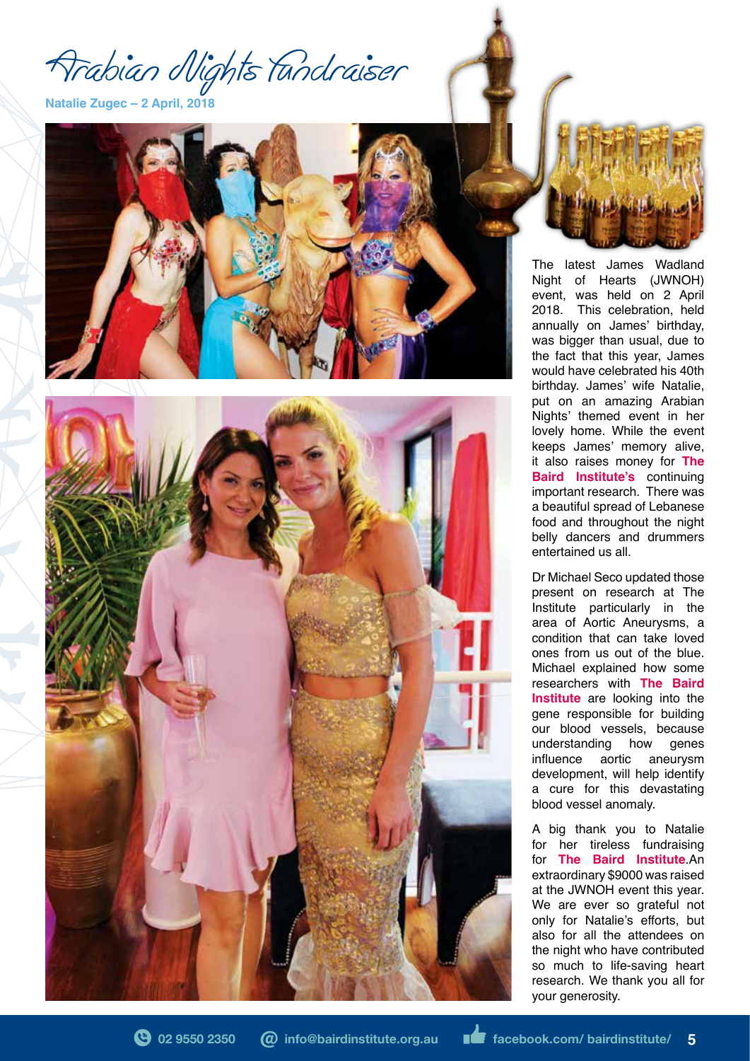# Arabian Nights Fundraiser

**Natalie Zugec – 2 April, 2018**

The latest James Wadland Night of Hearts (JWNOH) event, was held on 2 April 2018. This celebration, held annually on James' birthday, was bigger than usual, due to the fact that this year, James would have celebrated his 40th birthday. James' wife Natalie, put on an amazing Arabian Nights' themed event in her lovely home. While the event keeps James' memory alive, it also raises money for **The Baird Institute's** continuing important research. There was a beautiful spread of Lebanese food and throughout the night belly dancers and drummers entertained us all.

Dr Michael Seco updated those present on research at The Institute particularly in the area of Aortic Aneurysms, a condition that can take loved ones from us out of the blue. Michael explained how some researchers with **The Baird Institute** are looking into the gene responsible for building our blood vessels, because understanding how genes influence aortic aneurysm development, will help identify a cure for this devastating blood vessel anomaly.

A big thank you to Natalie for her tireless fundraising for **The Baird Institute**.An extraordinary $9000 was raised at the JWNOH event this year. We are ever so grateful not only for Natalie's efforts, but also for all the attendees on the night who have contributed so much to life-saving heart research. We thank you all for your generosity.

02 9550 2350 | info@bairdinstitute.org.au | facebook.com/ bairdinstitute/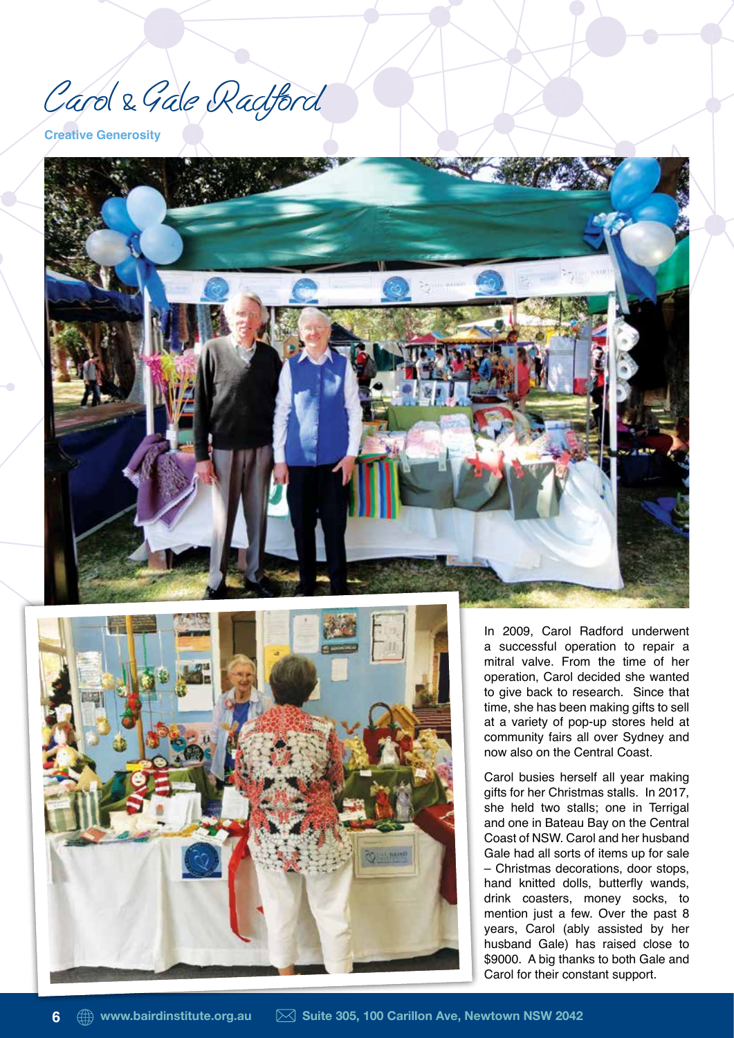# Carol & Gale Radford

**Creative Generosity**

In 2009, Carol Radford underwent a successful operation to repair a mitral valve. From the time of her operation, Carol decided she wanted to give back to research. Since that time, she has been making gifts to sell at a variety of pop-up stores held at community fairs all over Sydney and now also on the Central Coast.

Carol busies herself all year making gifts for her Christmas stalls. In 2017, she held two stalls; one in Terrigal and one in Bateau Bay on the Central Coast of NSW. Carol and her husband Gale had all sorts of items up for sale – Christmas decorations, door stops, hand knitted dolls, butterfly wands, drink coasters, money socks, to mention just a few. Over the past 8 years, Carol (ably assisted by her husband Gale) has raised close to $9000. A big thanks to both Gale and Carol for their constant support.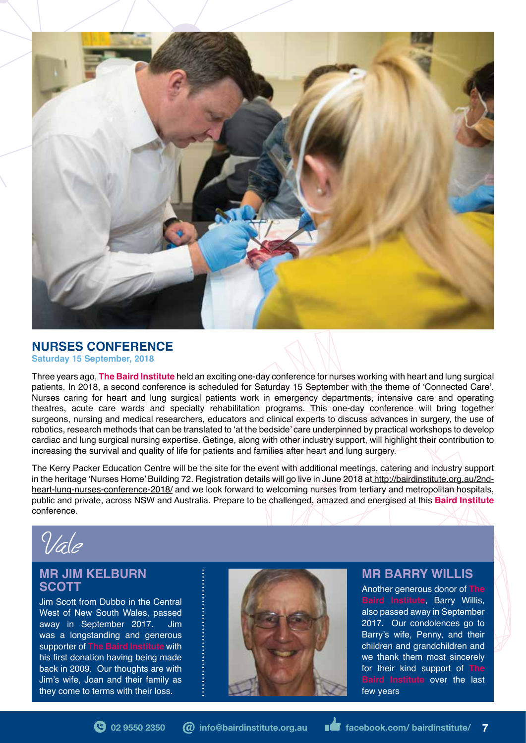## NURSES CONFERENCE

**Saturday 15 September, 2018**

Three years ago, **The Baird Institute** held an exciting one-day conference for nurses working with heart and lung surgical patients. In 2018, a second conference is scheduled for Saturday 15 September with the theme of 'Connected Care'. Nurses caring for heart and lung surgical patients work in emergency departments, intensive care and operating theatres, acute care wards and specialty rehabilitation programs. This one-day conference will bring together surgeons, nursing and medical researchers, educators and clinical experts to discuss advances in surgery, the use of robotics, research methods that can be translated to 'at the bedside' care underpinned by practical workshops to develop cardiac and lung surgical nursing expertise. Getinge, along with other industry support, will highlight their contribution to increasing the survival and quality of life for patients and families after heart and lung surgery.

The Kerry Packer Education Centre will be the site for the event with additional meetings, catering and industry support in the heritage 'Nurses Home' Building 72. Registration details will go live in June 2018 at http://bairdinstitute.org.au/2nd-heart-lung-nurses-conference-2018/ and we look forward to welcoming nurses from tertiary and metropolitan hospitals, public and private, across NSW and Australia. Prepare to be challenged, amazed and energised at this **Baird Institute** conference.

# *Vale*

### MR JIM KELBURN SCOTT

Jim Scott from Dubbo in the Central West of New South Wales, passed away in September 2017. Jim was a longstanding and generous supporter of **The Baird Institute** with his first donation having being made back in 2009. Our thoughts are with Jim's wife, Joan and their family as they come to terms with their loss.

### MR BARRY WILLIS

Another generous donor of **The Baird Institute**, Barry Willis, also passed away in September 2017. Our condolences go to Barry's wife, Penny, and their children and grandchildren and we thank them most sincerely for their kind support of **The Baird Institute** over the last few years

02 9550 2350 | info@bairdinstitute.org.au | facebook.com/ bairdinstitute/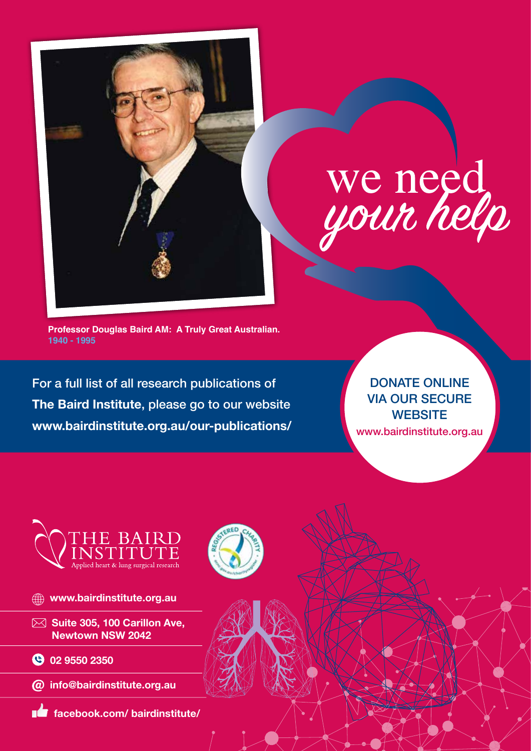# we need *your help*

**Professor Douglas Baird AM: A Truly Great Australian.**
**1940 - 1995**

For a full list of all research publications of **The Baird Institute,** please go to our website **www.bairdinstitute.org.au/our-publications/**

DONATE ONLINE VIA OUR SECURE WEBSITE
www.bairdinstitute.org.au

THE BAIRD INSTITUTE
Applied heart & lung surgical research

**www.bairdinstitute.org.au**

**Suite 305, 100 Carillon Ave, Newtown NSW 2042**

**02 9550 2350**

**info@bairdinstitute.org.au**

**facebook.com/ bairdinstitute/**